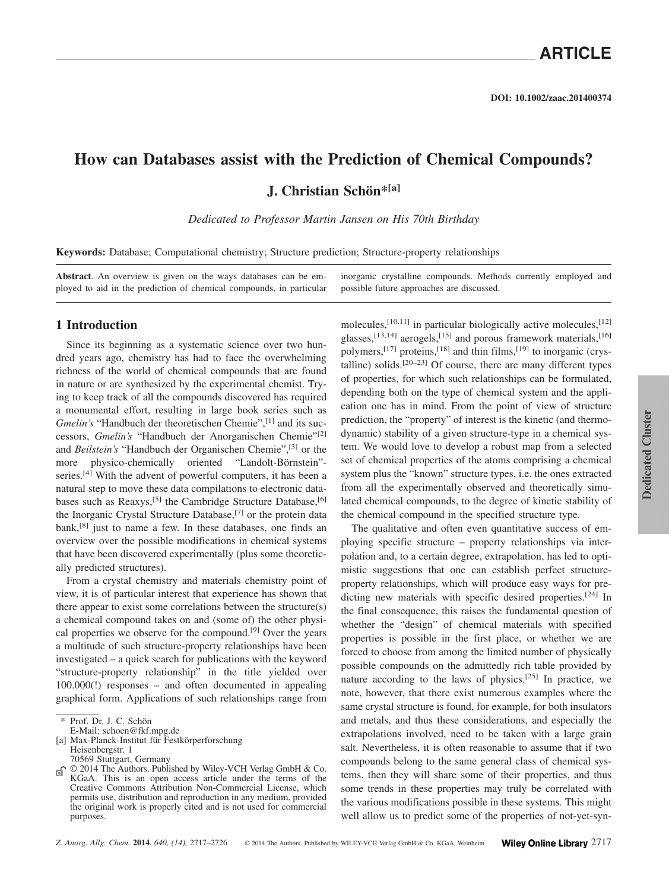DOI: 10.1002/zaac.201400374

# How can Databases assist with the Prediction of Chemical Compounds?

**J. Christian Schön*[a]**

*Dedicated to Professor Martin Jansen on His 70th Birthday*

**Keywords:** Database; Computational chemistry; Structure prediction; Structure-property relationships

**Abstract**. An overview is given on the ways databases can be employed to aid in the prediction of chemical compounds, in particular inorganic crystalline compounds. Methods currently employed and possible future approaches are discussed.

## 1 Introduction

Since its beginning as a systematic science over two hundred years ago, chemistry has had to face the overwhelming richness of the world of chemical compounds that are found in nature or are synthesized by the experimental chemist. Trying to keep track of all the compounds discovered has required a monumental effort, resulting in large book series such as *Gmelin's* "Handbuch der theoretischen Chemie",[1] and its successors, *Gmelin's* "Handbuch der Anorganischen Chemie"[2] and *Beilstein's* "Handbuch der Organischen Chemie",[3] or the more physico-chemically oriented "Landolt-Börnstein"-series.[4] With the advent of powerful computers, it has been a natural step to move these data compilations to electronic databases such as Reaxys,[5] the Cambridge Structure Database,[6] the Inorganic Crystal Structure Database,[7] or the protein data bank,[8] just to name a few. In these databases, one finds an overview over the possible modifications in chemical systems that have been discovered experimentally (plus some theoretically predicted structures).

From a crystal chemistry and materials chemistry point of view, it is of particular interest that experience has shown that there appear to exist some correlations between the structure(s) a chemical compound takes on and (some of) the other physical properties we observe for the compound.[9] Over the years a multitude of such structure-property relationships have been investigated – a quick search for publications with the keyword "structure-property relationship" in the title yielded over 100.000(!) responses – and often documented in appealing graphical form. Applications of such relationships range from molecules,[10,11] in particular biologically active molecules,[12] glasses,[13,14] aerogels,[15] and porous framework materials,[16] polymers,[17] proteins,[18] and thin films,[19] to inorganic (crystalline) solids.[20–23] Of course, there are many different types of properties, for which such relationships can be formulated, depending both on the type of chemical system and the application one has in mind. From the point of view of structure prediction, the "property" of interest is the kinetic (and thermodynamic) stability of a given structure-type in a chemical system. We would love to develop a robust map from a selected set of chemical properties of the atoms comprising a chemical system plus the "known" structure types, i.e. the ones extracted from all the experimentally observed and theoretically simulated chemical compounds, to the degree of kinetic stability of the chemical compound in the specified structure type.

The qualitative and often even quantitative success of employing specific structure – property relationships via interpolation and, to a certain degree, extrapolation, has led to optimistic suggestions that one can establish perfect structure-property relationships, which will produce easy ways for predicting new materials with specific desired properties.[24] In the final consequence, this raises the fundamental question of whether the "design" of chemical materials with specified properties is possible in the first place, or whether we are forced to choose from among the limited number of physically possible compounds on the admittedly rich table provided by nature according to the laws of physics.[25] In practice, we note, however, that there exist numerous examples where the same crystal structure is found, for example, for both insulators and metals, and thus these considerations, and especially the extrapolations involved, need to be taken with a large grain salt. Nevertheless, it is often reasonable to assume that if two compounds belong to the same general class of chemical systems, then they will share some of their properties, and thus some trends in these properties may truly be correlated with the various modifications possible in these systems. This might well allow us to predict some of the properties of not-yet-syn-

\* Prof. Dr. J. C. Schön
E-Mail: schoen@fkf.mpg.de
[a] Max-Planck-Institut für Festkörperforschung
Heisenbergstr. 1
70569 Stuttgart, Germany

© 2014 The Authors. Published by Wiley-VCH Verlag GmbH & Co. KGaA. This is an open access article under the terms of the Creative Commons Attribution Non-Commercial License, which permits use, distribution and reproduction in any medium, provided the original work is properly cited and is not used for commercial purposes.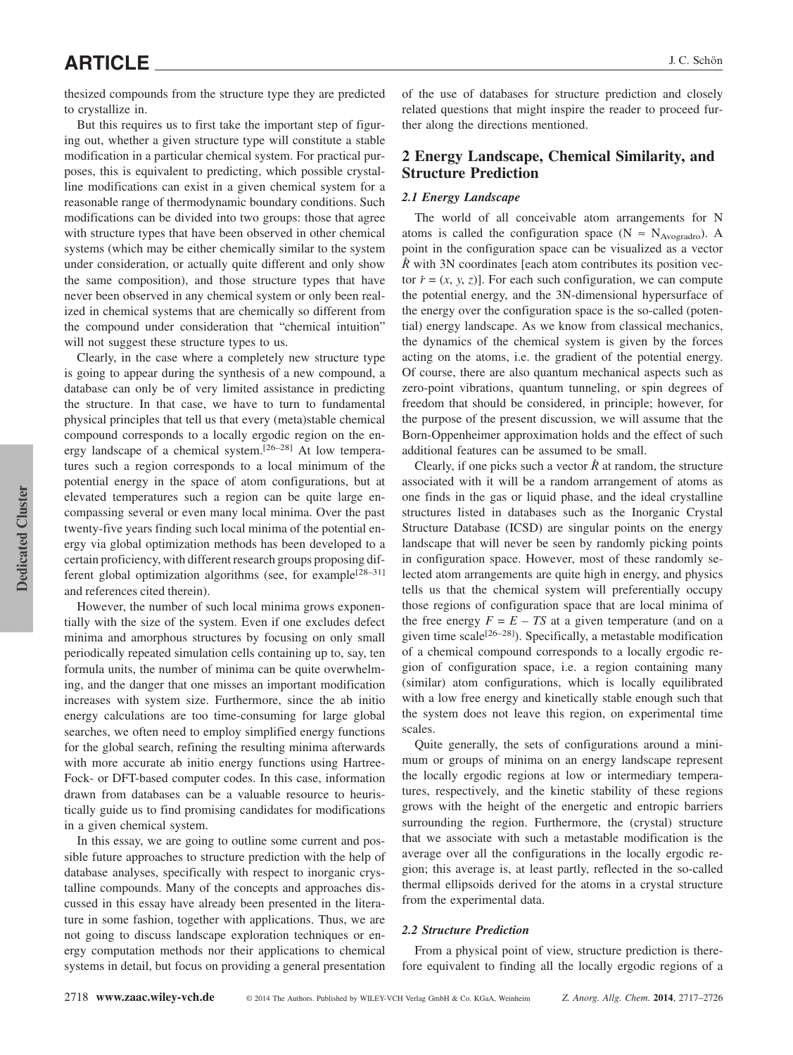thesized compounds from the structure type they are predicted to crystallize in.

But this requires us to first take the important step of figuring out, whether a given structure type will constitute a stable modification in a particular chemical system. For practical purposes, this is equivalent to predicting, which possible crystalline modifications can exist in a given chemical system for a reasonable range of thermodynamic boundary conditions. Such modifications can be divided into two groups: those that agree with structure types that have been observed in other chemical systems (which may be either chemically similar to the system under consideration, or actually quite different and only show the same composition), and those structure types that have never been observed in any chemical system or only been realized in chemical systems that are chemically so different from the compound under consideration that "chemical intuition" will not suggest these structure types to us.

Clearly, in the case where a completely new structure type is going to appear during the synthesis of a new compound, a database can only be of very limited assistance in predicting the structure. In that case, we have to turn to fundamental physical principles that tell us that every (meta)stable chemical compound corresponds to a locally ergodic region on the energy landscape of a chemical system.[26–28] At low temperatures such a region corresponds to a local minimum of the potential energy in the space of atom configurations, but at elevated temperatures such a region can be quite large encompassing several or even many local minima. Over the past twenty-five years finding such local minima of the potential energy via global optimization methods has been developed to a certain proficiency, with different research groups proposing different global optimization algorithms (see, for example[28–31] and references cited therein).

However, the number of such local minima grows exponentially with the size of the system. Even if one excludes defect minima and amorphous structures by focusing on only small periodically repeated simulation cells containing up to, say, ten formula units, the number of minima can be quite overwhelming, and the danger that one misses an important modification increases with system size. Furthermore, since the ab initio energy calculations are too time-consuming for large global searches, we often need to employ simplified energy functions for the global search, refining the resulting minima afterwards with more accurate ab initio energy functions using Hartree-Fock- or DFT-based computer codes. In this case, information drawn from databases can be a valuable resource to heuristically guide us to find promising candidates for modifications in a given chemical system.

In this essay, we are going to outline some current and possible future approaches to structure prediction with the help of database analyses, specifically with respect to inorganic crystalline compounds. Many of the concepts and approaches discussed in this essay have already been presented in the literature in some fashion, together with applications. Thus, we are not going to discuss landscape exploration techniques or energy computation methods nor their applications to chemical systems in detail, but focus on providing a general presentation of the use of databases for structure prediction and closely related questions that might inspire the reader to proceed further along the directions mentioned.

## 2 Energy Landscape, Chemical Similarity, and Structure Prediction

### 2.1 Energy Landscape

The world of all conceivable atom arrangements for N atoms is called the configuration space ($N \approx N_{Avogradro}$). A point in the configuration space can be visualized as a vector $\dot{R}$ with 3N coordinates [each atom contributes its position vector $\dot{r} = (x, y, z)$]. For each such configuration, we can compute the potential energy, and the 3N-dimensional hypersurface of the energy over the configuration space is the so-called (potential) energy landscape. As we know from classical mechanics, the dynamics of the chemical system is given by the forces acting on the atoms, i.e. the gradient of the potential energy. Of course, there are also quantum mechanical aspects such as zero-point vibrations, quantum tunneling, or spin degrees of freedom that should be considered, in principle; however, for the purpose of the present discussion, we will assume that the Born-Oppenheimer approximation holds and the effect of such additional features can be assumed to be small.

Clearly, if one picks such a vector $\dot{R}$ at random, the structure associated with it will be a random arrangement of atoms as one finds in the gas or liquid phase, and the ideal crystalline structures listed in databases such as the Inorganic Crystal Structure Database (ICSD) are singular points on the energy landscape that will never be seen by randomly picking points in configuration space. However, most of these randomly selected atom arrangements are quite high in energy, and physics tells us that the chemical system will preferentially occupy those regions of configuration space that are local minima of the free energy $F = E - TS$ at a given temperature (and on a given time scale[26–28]). Specifically, a metastable modification of a chemical compound corresponds to a locally ergodic region of configuration space, i.e. a region containing many (similar) atom configurations, which is locally equilibrated with a low free energy and kinetically stable enough such that the system does not leave this region, on experimental time scales.

Quite generally, the sets of configurations around a minimum or groups of minima on an energy landscape represent the locally ergodic regions at low or intermediary temperatures, respectively, and the kinetic stability of these regions grows with the height of the energetic and entropic barriers surrounding the region. Furthermore, the (crystal) structure that we associate with such a metastable modification is the average over all the configurations in the locally ergodic region; this average is, at least partly, reflected in the so-called thermal ellipsoids derived for the atoms in a crystal structure from the experimental data.

### 2.2 Structure Prediction

From a physical point of view, structure prediction is therefore equivalent to finding all the locally ergodic regions of a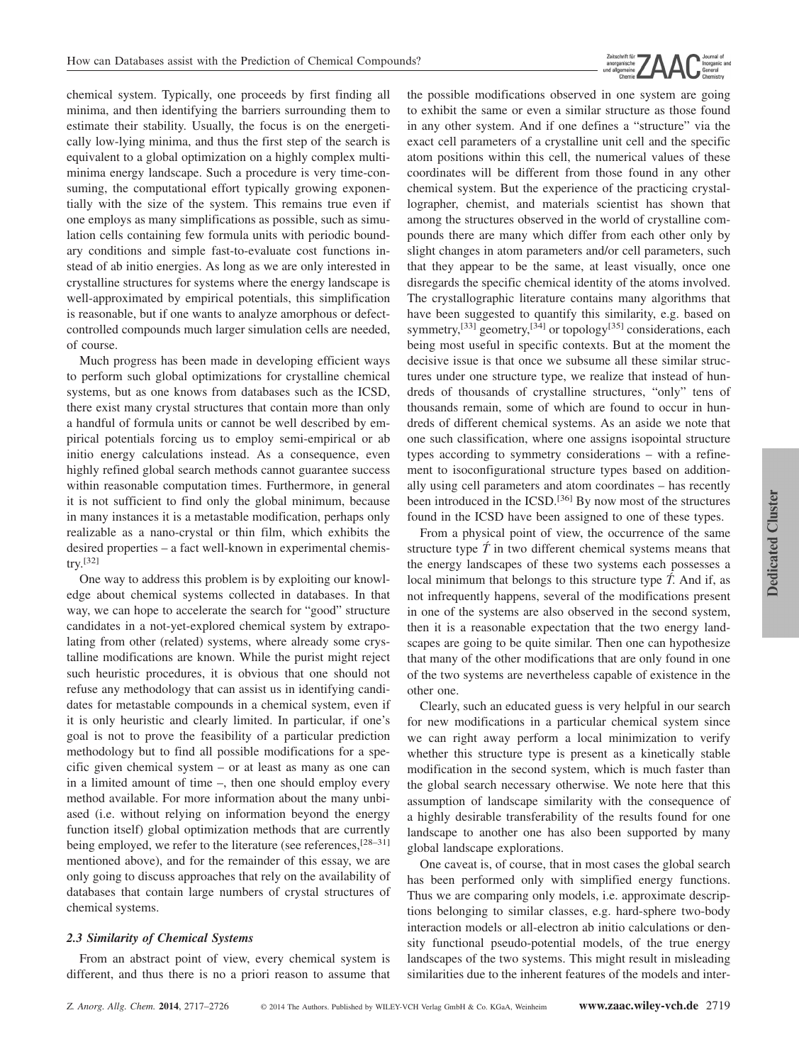chemical system. Typically, one proceeds by first finding all minima, and then identifying the barriers surrounding them to estimate their stability. Usually, the focus is on the energetically low-lying minima, and thus the first step of the search is equivalent to a global optimization on a highly complex multi-minima energy landscape. Such a procedure is very time-consuming, the computational effort typically growing exponentially with the size of the system. This remains true even if one employs as many simplifications as possible, such as simulation cells containing few formula units with periodic boundary conditions and simple fast-to-evaluate cost functions instead of ab initio energies. As long as we are only interested in crystalline structures for systems where the energy landscape is well-approximated by empirical potentials, this simplification is reasonable, but if one wants to analyze amorphous or defect-controlled compounds much larger simulation cells are needed, of course.

Much progress has been made in developing efficient ways to perform such global optimizations for crystalline chemical systems, but as one knows from databases such as the ICSD, there exist many crystal structures that contain more than only a handful of formula units or cannot be well described by empirical potentials forcing us to employ semi-empirical or ab initio energy calculations instead. As a consequence, even highly refined global search methods cannot guarantee success within reasonable computation times. Furthermore, in general it is not sufficient to find only the global minimum, because in many instances it is a metastable modification, perhaps only realizable as a nano-crystal or thin film, which exhibits the desired properties – a fact well-known in experimental chemistry.[32]

One way to address this problem is by exploiting our knowledge about chemical systems collected in databases. In that way, we can hope to accelerate the search for "good" structure candidates in a not-yet-explored chemical system by extrapolating from other (related) systems, where already some crystalline modifications are known. While the purist might reject such heuristic procedures, it is obvious that one should not refuse any methodology that can assist us in identifying candidates for metastable compounds in a chemical system, even if it is only heuristic and clearly limited. In particular, if one's goal is not to prove the feasibility of a particular prediction methodology but to find all possible modifications for a specific given chemical system – or at least as many as one can in a limited amount of time –, then one should employ every method available. For more information about the many unbiased (i.e. without relying on information beyond the energy function itself) global optimization methods that are currently being employed, we refer to the literature (see references,[28–31] mentioned above), and for the remainder of this essay, we are only going to discuss approaches that rely on the availability of databases that contain large numbers of crystal structures of chemical systems.

### *2.3 Similarity of Chemical Systems*

From an abstract point of view, every chemical system is different, and thus there is no a priori reason to assume that the possible modifications observed in one system are going to exhibit the same or even a similar structure as those found in any other system. And if one defines a "structure" via the exact cell parameters of a crystalline unit cell and the specific atom positions within this cell, the numerical values of these coordinates will be different from those found in any other chemical system. But the experience of the practicing crystallographer, chemist, and materials scientist has shown that among the structures observed in the world of crystalline compounds there are many which differ from each other only by slight changes in atom parameters and/or cell parameters, such that they appear to be the same, at least visually, once one disregards the specific chemical identity of the atoms involved. The crystallographic literature contains many algorithms that have been suggested to quantify this similarity, e.g. based on symmetry,[33] geometry,[34] or topology[35] considerations, each being most useful in specific contexts. But at the moment the decisive issue is that once we subsume all these similar structures under one structure type, we realize that instead of hundreds of thousands of crystalline structures, "only" tens of thousands remain, some of which are found to occur in hundreds of different chemical systems. As an aside we note that one such classification, where one assigns isopointal structure types according to symmetry considerations – with a refinement to isoconfigurational structure types based on additionally using cell parameters and atom coordinates – has recently been introduced in the ICSD.[36] By now most of the structures found in the ICSD have been assigned to one of these types.

From a physical point of view, the occurrence of the same structure type $\acute{T}$ in two different chemical systems means that the energy landscapes of these two systems each possesses a local minimum that belongs to this structure type $\acute{T}$. And if, as not infrequently happens, several of the modifications present in one of the systems are also observed in the second system, then it is a reasonable expectation that the two energy landscapes are going to be quite similar. Then one can hypothesize that many of the other modifications that are only found in one of the two systems are nevertheless capable of existence in the other one.

Clearly, such an educated guess is very helpful in our search for new modifications in a particular chemical system since we can right away perform a local minimization to verify whether this structure type is present as a kinetically stable modification in the second system, which is much faster than the global search necessary otherwise. We note here that this assumption of landscape similarity with the consequence of a highly desirable transferability of the results found for one landscape to another one has also been supported by many global landscape explorations.

One caveat is, of course, that in most cases the global search has been performed only with simplified energy functions. Thus we are comparing only models, i.e. approximate descriptions belonging to similar classes, e.g. hard-sphere two-body interaction models or all-electron ab initio calculations or density functional pseudo-potential models, of the true energy landscapes of the two systems. This might result in misleading similarities due to the inherent features of the models and inter-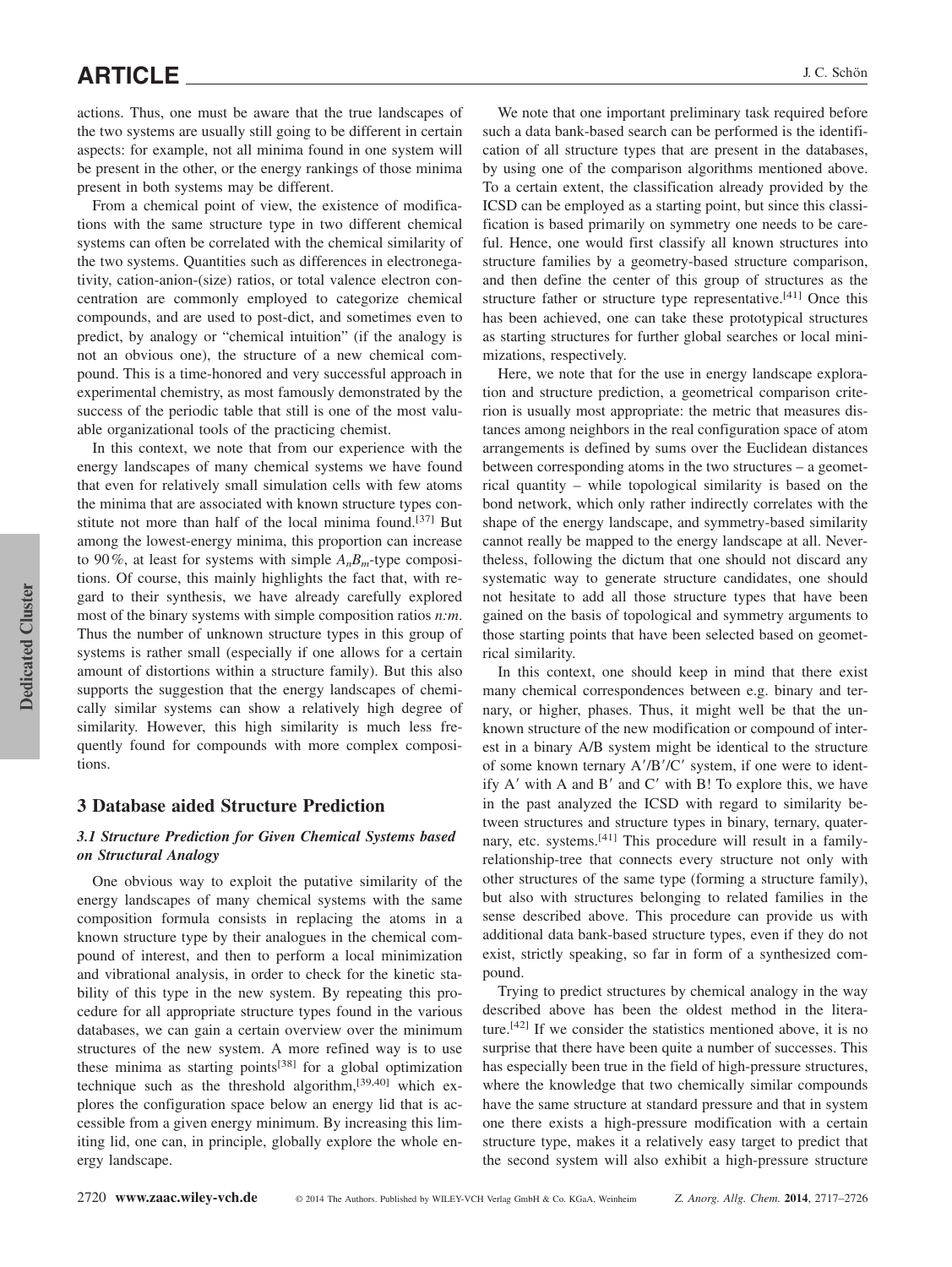actions. Thus, one must be aware that the true landscapes of the two systems are usually still going to be different in certain aspects: for example, not all minima found in one system will be present in the other, or the energy rankings of those minima present in both systems may be different.

From a chemical point of view, the existence of modifications with the same structure type in two different chemical systems can often be correlated with the chemical similarity of the two systems. Quantities such as differences in electronegativity, cation-anion-(size) ratios, or total valence electron concentration are commonly employed to categorize chemical compounds, and are used to post-dict, and sometimes even to predict, by analogy or "chemical intuition" (if the analogy is not an obvious one), the structure of a new chemical compound. This is a time-honored and very successful approach in experimental chemistry, as most famously demonstrated by the success of the periodic table that still is one of the most valuable organizational tools of the practicing chemist.

In this context, we note that from our experience with the energy landscapes of many chemical systems we have found that even for relatively small simulation cells with few atoms the minima that are associated with known structure types constitute not more than half of the local minima found.[37] But among the lowest-energy minima, this proportion can increase to 90%, at least for systems with simple $A_nB_m$-type compositions. Of course, this mainly highlights the fact that, with regard to their synthesis, we have already carefully explored most of the binary systems with simple composition ratios $n$:$m$. Thus the number of unknown structure types in this group of systems is rather small (especially if one allows for a certain amount of distortions within a structure family). But this also supports the suggestion that the energy landscapes of chemically similar systems can show a relatively high degree of similarity. However, this high similarity is much less frequently found for compounds with more complex compositions.

## 3 Database aided Structure Prediction

### *3.1 Structure Prediction for Given Chemical Systems based on Structural Analogy*

One obvious way to exploit the putative similarity of the energy landscapes of many chemical systems with the same composition formula consists in replacing the atoms in a known structure type by their analogues in the chemical compound of interest, and then to perform a local minimization and vibrational analysis, in order to check for the kinetic stability of this type in the new system. By repeating this procedure for all appropriate structure types found in the various databases, we can gain a certain overview over the minimum structures of the new system. A more refined way is to use these minima as starting points[38] for a global optimization technique such as the threshold algorithm,[39,40] which explores the configuration space below an energy lid that is accessible from a given energy minimum. By increasing this limiting lid, one can, in principle, globally explore the whole energy landscape.

We note that one important preliminary task required before such a data bank-based search can be performed is the identification of all structure types that are present in the databases, by using one of the comparison algorithms mentioned above. To a certain extent, the classification already provided by the ICSD can be employed as a starting point, but since this classification is based primarily on symmetry one needs to be careful. Hence, one would first classify all known structures into structure families by a geometry-based structure comparison, and then define the center of this group of structures as the structure father or structure type representative.[41] Once this has been achieved, one can take these prototypical structures as starting structures for further global searches or local minimizations, respectively.

Here, we note that for the use in energy landscape exploration and structure prediction, a geometrical comparison criterion is usually most appropriate: the metric that measures distances among neighbors in the real configuration space of atom arrangements is defined by sums over the Euclidean distances between corresponding atoms in the two structures – a geometrical quantity – while topological similarity is based on the bond network, which only rather indirectly correlates with the shape of the energy landscape, and symmetry-based similarity cannot really be mapped to the energy landscape at all. Nevertheless, following the dictum that one should not discard any systematic way to generate structure candidates, one should not hesitate to add all those structure types that have been gained on the basis of topological and symmetry arguments to those starting points that have been selected based on geometrical similarity.

In this context, one should keep in mind that there exist many chemical correspondences between e.g. binary and ternary, or higher, phases. Thus, it might well be that the unknown structure of the new modification or compound of interest in a binary A/B system might be identical to the structure of some known ternary A′/B′/C′ system, if one were to identify A′ with A and B′ and C′ with B! To explore this, we have in the past analyzed the ICSD with regard to similarity between structures and structure types in binary, ternary, quaternary, etc. systems.[41] This procedure will result in a family-relationship-tree that connects every structure not only with other structures of the same type (forming a structure family), but also with structures belonging to related families in the sense described above. This procedure can provide us with additional data bank-based structure types, even if they do not exist, strictly speaking, so far in form of a synthesized compound.

Trying to predict structures by chemical analogy in the way described above has been the oldest method in the literature.[42] If we consider the statistics mentioned above, it is no surprise that there have been quite a number of successes. This has especially been true in the field of high-pressure structures, where the knowledge that two chemically similar compounds have the same structure at standard pressure and that in system one there exists a high-pressure modification with a certain structure type, makes it a relatively easy target to predict that the second system will also exhibit a high-pressure structure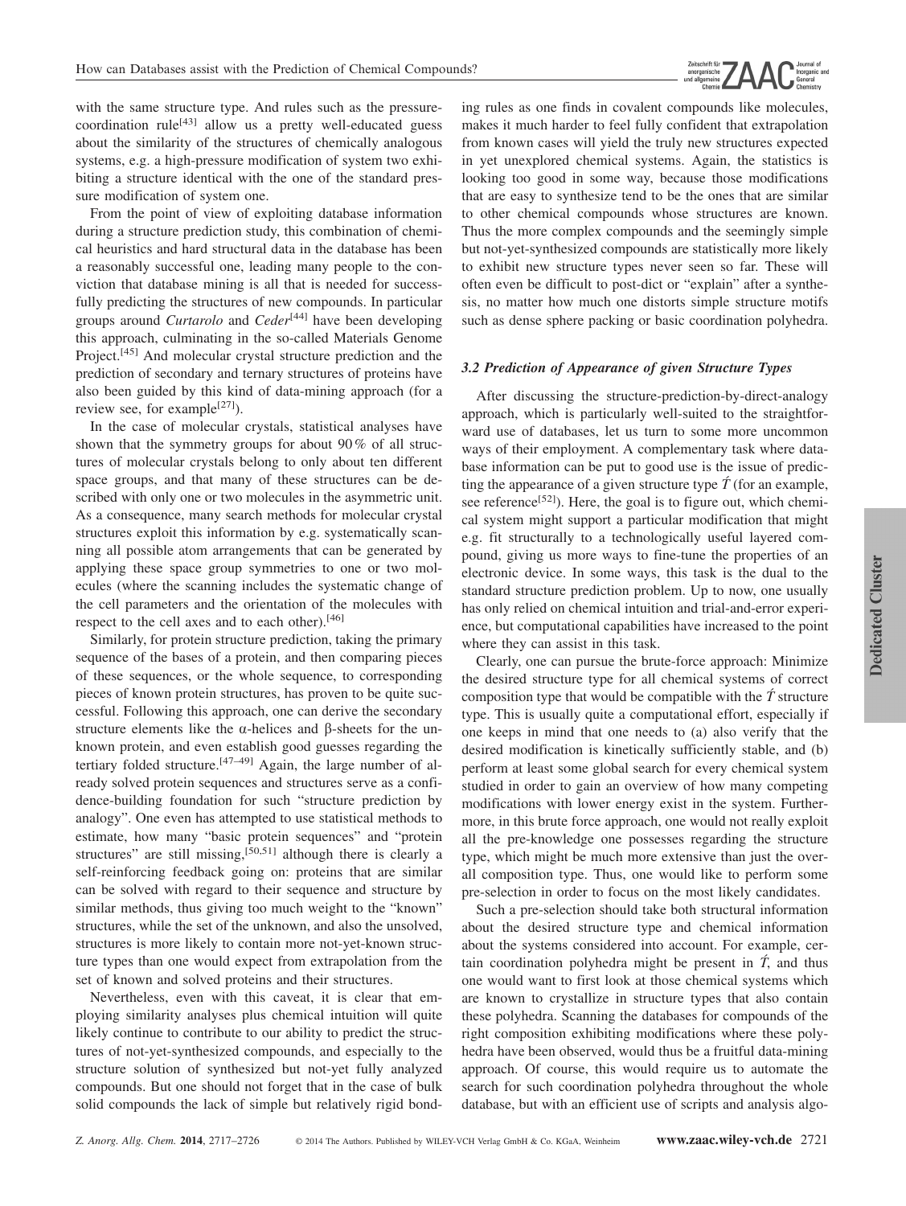with the same structure type. And rules such as the pressure-coordination rule[43] allow us a pretty well-educated guess about the similarity of the structures of chemically analogous systems, e.g. a high-pressure modification of system two exhibiting a structure identical with the one of the standard pressure modification of system one.

From the point of view of exploiting database information during a structure prediction study, this combination of chemical heuristics and hard structural data in the database has been a reasonably successful one, leading many people to the conviction that database mining is all that is needed for successfully predicting the structures of new compounds. In particular groups around *Curtarolo* and *Ceder*[44] have been developing this approach, culminating in the so-called Materials Genome Project.[45] And molecular crystal structure prediction and the prediction of secondary and ternary structures of proteins have also been guided by this kind of data-mining approach (for a review see, for example[27]).

In the case of molecular crystals, statistical analyses have shown that the symmetry groups for about 90 % of all structures of molecular crystals belong to only about ten different space groups, and that many of these structures can be described with only one or two molecules in the asymmetric unit. As a consequence, many search methods for molecular crystal structures exploit this information by e.g. systematically scanning all possible atom arrangements that can be generated by applying these space group symmetries to one or two molecules (where the scanning includes the systematic change of the cell parameters and the orientation of the molecules with respect to the cell axes and to each other).[46]

Similarly, for protein structure prediction, taking the primary sequence of the bases of a protein, and then comparing pieces of these sequences, or the whole sequence, to corresponding pieces of known protein structures, has proven to be quite successful. Following this approach, one can derive the secondary structure elements like the α-helices and β-sheets for the unknown protein, and even establish good guesses regarding the tertiary folded structure.[47–49] Again, the large number of already solved protein sequences and structures serve as a confidence-building foundation for such "structure prediction by analogy". One even has attempted to use statistical methods to estimate, how many "basic protein sequences" and "protein structures" are still missing,[50,51] although there is clearly a self-reinforcing feedback going on: proteins that are similar can be solved with regard to their sequence and structure by similar methods, thus giving too much weight to the "known" structures, while the set of the unknown, and also the unsolved, structures is more likely to contain more not-yet-known structure types than one would expect from extrapolation from the set of known and solved proteins and their structures.

Nevertheless, even with this caveat, it is clear that employing similarity analyses plus chemical intuition will quite likely continue to contribute to our ability to predict the structures of not-yet-synthesized compounds, and especially to the structure solution of synthesized but not-yet fully analyzed compounds. But one should not forget that in the case of bulk solid compounds the lack of simple but relatively rigid bonding rules as one finds in covalent compounds like molecules, makes it much harder to feel fully confident that extrapolation from known cases will yield the truly new structures expected in yet unexplored chemical systems. Again, the statistics is looking too good in some way, because those modifications that are easy to synthesize tend to be the ones that are similar to other chemical compounds whose structures are known. Thus the more complex compounds and the seemingly simple but not-yet-synthesized compounds are statistically more likely to exhibit new structure types never seen so far. These will often even be difficult to post-dict or "explain" after a synthesis, no matter how much one distorts simple structure motifs such as dense sphere packing or basic coordination polyhedra.

### *3.2 Prediction of Appearance of given Structure Types*

After discussing the structure-prediction-by-direct-analogy approach, which is particularly well-suited to the straightforward use of databases, let us turn to some more uncommon ways of their employment. A complementary task where database information can be put to good use is the issue of predicting the appearance of a given structure type $\acute{T}$ (for an example, see reference[52]). Here, the goal is to figure out, which chemical system might support a particular modification that might e.g. fit structurally to a technologically useful layered compound, giving us more ways to fine-tune the properties of an electronic device. In some ways, this task is the dual to the standard structure prediction problem. Up to now, one usually has only relied on chemical intuition and trial-and-error experience, but computational capabilities have increased to the point where they can assist in this task.

Clearly, one can pursue the brute-force approach: Minimize the desired structure type for all chemical systems of correct composition type that would be compatible with the $\acute{T}$ structure type. This is usually quite a computational effort, especially if one keeps in mind that one needs to (a) also verify that the desired modification is kinetically sufficiently stable, and (b) perform at least some global search for every chemical system studied in order to gain an overview of how many competing modifications with lower energy exist in the system. Furthermore, in this brute force approach, one would not really exploit all the pre-knowledge one possesses regarding the structure type, which might be much more extensive than just the overall composition type. Thus, one would like to perform some pre-selection in order to focus on the most likely candidates.

Such a pre-selection should take both structural information about the desired structure type and chemical information about the systems considered into account. For example, certain coordination polyhedra might be present in $\acute{T}$, and thus one would want to first look at those chemical systems which are known to crystallize in structure types that also contain these polyhedra. Scanning the databases for compounds of the right composition exhibiting modifications where these polyhedra have been observed, would thus be a fruitful data-mining approach. Of course, this would require us to automate the search for such coordination polyhedra throughout the whole database, but with an efficient use of scripts and analysis algo-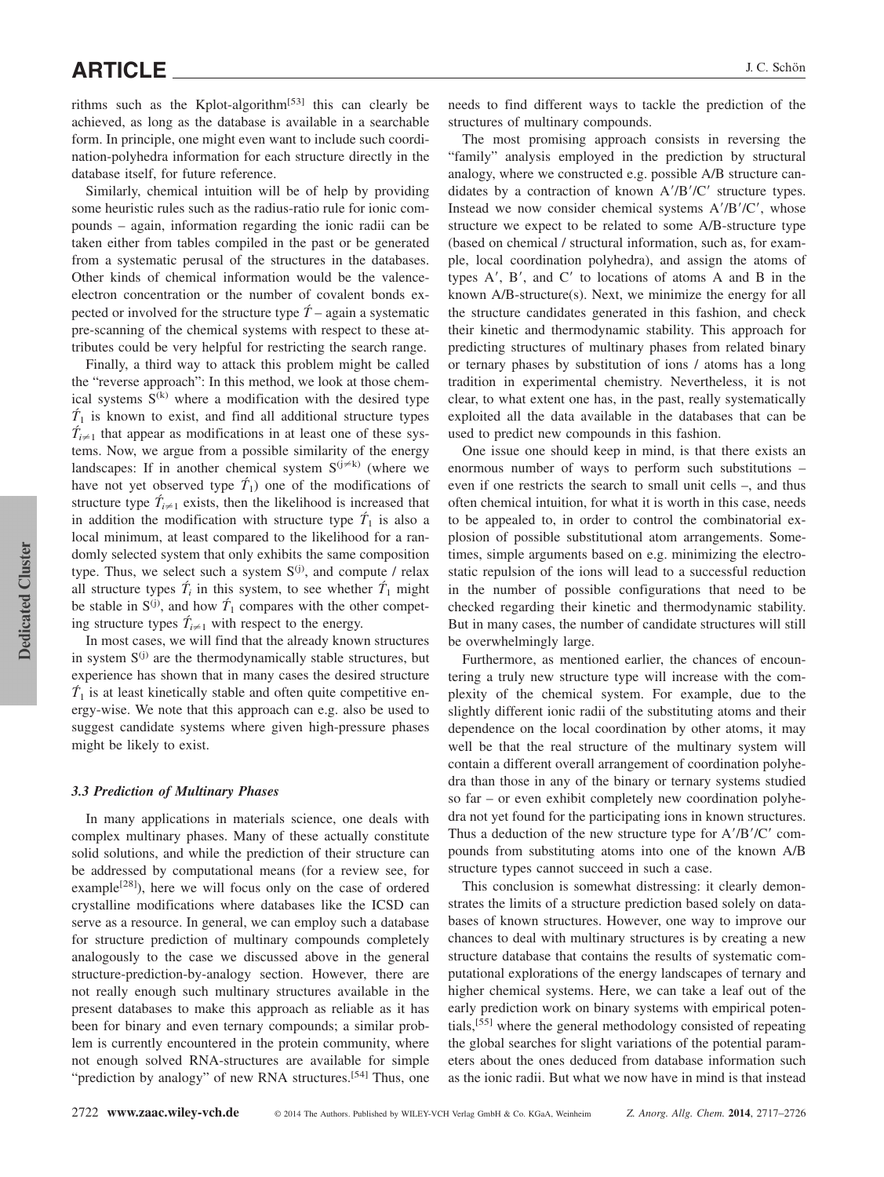rithms such as the Kplot-algorithm[53] this can clearly be achieved, as long as the database is available in a searchable form. In principle, one might even want to include such coordination-polyhedra information for each structure directly in the database itself, for future reference.

Similarly, chemical intuition will be of help by providing some heuristic rules such as the radius-ratio rule for ionic compounds – again, information regarding the ionic radii can be taken either from tables compiled in the past or be generated from a systematic perusal of the structures in the databases. Other kinds of chemical information would be the valence-electron concentration or the number of covalent bonds expected or involved for the structure type $\acute{T}$ – again a systematic pre-scanning of the chemical systems with respect to these attributes could be very helpful for restricting the search range.

Finally, a third way to attack this problem might be called the "reverse approach": In this method, we look at those chemical systems $S^{(k)}$ where a modification with the desired type $\acute{T}_1$ is known to exist, and find all additional structure types $\acute{T}_{i\neq 1}$ that appear as modifications in at least one of these systems. Now, we argue from a possible similarity of the energy landscapes: If in another chemical system $S^{(j\neq k)}$ (where we have not yet observed type $\acute{T}_1$) one of the modifications of structure type $\acute{T}_{i\neq 1}$ exists, then the likelihood is increased that in addition the modification with structure type $\acute{T}_1$ is also a local minimum, at least compared to the likelihood for a randomly selected system that only exhibits the same composition type. Thus, we select such a system $S^{(j)}$, and compute / relax all structure types $\acute{T}_i$ in this system, to see whether $\acute{T}_1$ might be stable in $S^{(j)}$, and how $\acute{T}_1$ compares with the other competing structure types $\acute{T}_{i\neq 1}$ with respect to the energy.

In most cases, we will find that the already known structures in system $S^{(j)}$ are the thermodynamically stable structures, but experience has shown that in many cases the desired structure $\acute{T}_1$ is at least kinetically stable and often quite competitive energy-wise. We note that this approach can e.g. also be used to suggest candidate systems where given high-pressure phases might be likely to exist.

### *3.3 Prediction of Multinary Phases*

In many applications in materials science, one deals with complex multinary phases. Many of these actually constitute solid solutions, and while the prediction of their structure can be addressed by computational means (for a review see, for example[28]), here we will focus only on the case of ordered crystalline modifications where databases like the ICSD can serve as a resource. In general, we can employ such a database for structure prediction of multinary compounds completely analogously to the case we discussed above in the general structure-prediction-by-analogy section. However, there are not really enough such multinary structures available in the present databases to make this approach as reliable as it has been for binary and even ternary compounds; a similar problem is currently encountered in the protein community, where not enough solved RNA-structures are available for simple "prediction by analogy" of new RNA structures.[54] Thus, one needs to find different ways to tackle the prediction of the structures of multinary compounds.

The most promising approach consists in reversing the "family" analysis employed in the prediction by structural analogy, where we constructed e.g. possible A/B structure candidates by a contraction of known A′/B′/C′ structure types. Instead we now consider chemical systems A′/B′/C′, whose structure we expect to be related to some A/B-structure type (based on chemical / structural information, such as, for example, local coordination polyhedra), and assign the atoms of types A′, B′, and C′ to locations of atoms A and B in the known A/B-structure(s). Next, we minimize the energy for all the structure candidates generated in this fashion, and check their kinetic and thermodynamic stability. This approach for predicting structures of multinary phases from related binary or ternary phases by substitution of ions / atoms has a long tradition in experimental chemistry. Nevertheless, it is not clear, to what extent one has, in the past, really systematically exploited all the data available in the databases that can be used to predict new compounds in this fashion.

One issue one should keep in mind, is that there exists an enormous number of ways to perform such substitutions – even if one restricts the search to small unit cells –, and thus often chemical intuition, for what it is worth in this case, needs to be appealed to, in order to control the combinatorial explosion of possible substitutional atom arrangements. Sometimes, simple arguments based on e.g. minimizing the electrostatic repulsion of the ions will lead to a successful reduction in the number of possible configurations that need to be checked regarding their kinetic and thermodynamic stability. But in many cases, the number of candidate structures will still be overwhelmingly large.

Furthermore, as mentioned earlier, the chances of encountering a truly new structure type will increase with the complexity of the chemical system. For example, due to the slightly different ionic radii of the substituting atoms and their dependence on the local coordination by other atoms, it may well be that the real structure of the multinary system will contain a different overall arrangement of coordination polyhedra than those in any of the binary or ternary systems studied so far – or even exhibit completely new coordination polyhedra not yet found for the participating ions in known structures. Thus a deduction of the new structure type for A′/B′/C′ compounds from substituting atoms into one of the known A/B structure types cannot succeed in such a case.

This conclusion is somewhat distressing: it clearly demonstrates the limits of a structure prediction based solely on databases of known structures. However, one way to improve our chances to deal with multinary structures is by creating a new structure database that contains the results of systematic computational explorations of the energy landscapes of ternary and higher chemical systems. Here, we can take a leaf out of the early prediction work on binary systems with empirical potentials,[55] where the general methodology consisted of repeating the global searches for slight variations of the potential parameters about the ones deduced from database information such as the ionic radii. But what we now have in mind is that instead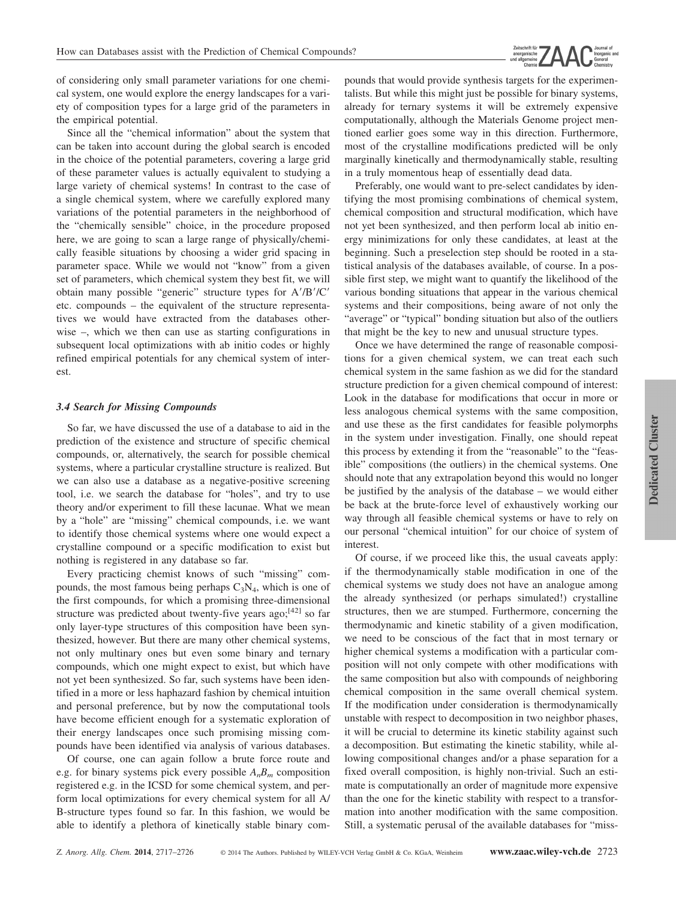of considering only small parameter variations for one chemical system, one would explore the energy landscapes for a variety of composition types for a large grid of the parameters in the empirical potential.

Since all the "chemical information" about the system that can be taken into account during the global search is encoded in the choice of the potential parameters, covering a large grid of these parameter values is actually equivalent to studying a large variety of chemical systems! In contrast to the case of a single chemical system, where we carefully explored many variations of the potential parameters in the neighborhood of the "chemically sensible" choice, in the procedure proposed here, we are going to scan a large range of physically/chemically feasible situations by choosing a wider grid spacing in parameter space. While we would not "know" from a given set of parameters, which chemical system they best fit, we will obtain many possible "generic" structure types for A′/B′/C′ etc. compounds – the equivalent of the structure representatives we would have extracted from the databases otherwise –, which we then can use as starting configurations in subsequent local optimizations with ab initio codes or highly refined empirical potentials for any chemical system of interest.

### *3.4 Search for Missing Compounds*

So far, we have discussed the use of a database to aid in the prediction of the existence and structure of specific chemical compounds, or, alternatively, the search for possible chemical systems, where a particular crystalline structure is realized. But we can also use a database as a negative-positive screening tool, i.e. we search the database for "holes", and try to use theory and/or experiment to fill these lacunae. What we mean by a "hole" are "missing" chemical compounds, i.e. we want to identify those chemical systems where one would expect a crystalline compound or a specific modification to exist but nothing is registered in any database so far.

Every practicing chemist knows of such "missing" compounds, the most famous being perhaps $C_3N_4$, which is one of the first compounds, for which a promising three-dimensional structure was predicted about twenty-five years ago;[42] so far only layer-type structures of this composition have been synthesized, however. But there are many other chemical systems, not only multinary ones but even some binary and ternary compounds, which one might expect to exist, but which have not yet been synthesized. So far, such systems have been identified in a more or less haphazard fashion by chemical intuition and personal preference, but by now the computational tools have become efficient enough for a systematic exploration of their energy landscapes once such promising missing compounds have been identified via analysis of various databases.

Of course, one can again follow a brute force route and e.g. for binary systems pick every possible $A_nB_m$ composition registered e.g. in the ICSD for some chemical system, and perform local optimizations for every chemical system for all A/B-structure types found so far. In this fashion, we would be able to identify a plethora of kinetically stable binary compounds that would provide synthesis targets for the experimentalists. But while this might just be possible for binary systems, already for ternary systems it will be extremely expensive computationally, although the Materials Genome project mentioned earlier goes some way in this direction. Furthermore, most of the crystalline modifications predicted will be only marginally kinetically and thermodynamically stable, resulting in a truly momentous heap of essentially dead data.

Preferably, one would want to pre-select candidates by identifying the most promising combinations of chemical system, chemical composition and structural modification, which have not yet been synthesized, and then perform local ab initio energy minimizations for only these candidates, at least at the beginning. Such a preselection step should be rooted in a statistical analysis of the databases available, of course. In a possible first step, we might want to quantify the likelihood of the various bonding situations that appear in the various chemical systems and their compositions, being aware of not only the "average" or "typical" bonding situation but also of the outliers that might be the key to new and unusual structure types.

Once we have determined the range of reasonable compositions for a given chemical system, we can treat each such chemical system in the same fashion as we did for the standard structure prediction for a given chemical compound of interest: Look in the database for modifications that occur in more or less analogous chemical systems with the same composition, and use these as the first candidates for feasible polymorphs in the system under investigation. Finally, one should repeat this process by extending it from the "reasonable" to the "feasible" compositions (the outliers) in the chemical systems. One should note that any extrapolation beyond this would no longer be justified by the analysis of the database – we would either be back at the brute-force level of exhaustively working our way through all feasible chemical systems or have to rely on our personal "chemical intuition" for our choice of system of interest.

Of course, if we proceed like this, the usual caveats apply: if the thermodynamically stable modification in one of the chemical systems we study does not have an analogue among the already synthesized (or perhaps simulated!) crystalline structures, then we are stumped. Furthermore, concerning the thermodynamic and kinetic stability of a given modification, we need to be conscious of the fact that in most ternary or higher chemical systems a modification with a particular composition will not only compete with other modifications with the same composition but also with compounds of neighboring chemical composition in the same overall chemical system. If the modification under consideration is thermodynamically unstable with respect to decomposition in two neighbor phases, it will be crucial to determine its kinetic stability against such a decomposition. But estimating the kinetic stability, while allowing compositional changes and/or a phase separation for a fixed overall composition, is highly non-trivial. Such an estimate is computationally an order of magnitude more expensive than the one for the kinetic stability with respect to a transformation into another modification with the same composition. Still, a systematic perusal of the available databases for "miss-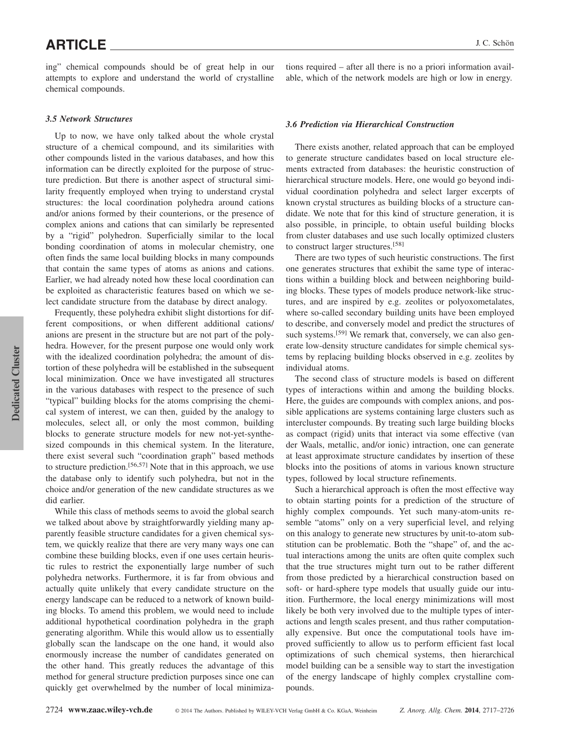ing" chemical compounds should be of great help in our attempts to explore and understand the world of crystalline chemical compounds.

### *3.5 Network Structures*

Up to now, we have only talked about the whole crystal structure of a chemical compound, and its similarities with other compounds listed in the various databases, and how this information can be directly exploited for the purpose of structure prediction. But there is another aspect of structural similarity frequently employed when trying to understand crystal structures: the local coordination polyhedra around cations and/or anions formed by their counterions, or the presence of complex anions and cations that can similarly be represented by a "rigid" polyhedron. Superficially similar to the local bonding coordination of atoms in molecular chemistry, one often finds the same local building blocks in many compounds that contain the same types of atoms as anions and cations. Earlier, we had already noted how these local coordination can be exploited as characteristic features based on which we select candidate structure from the database by direct analogy.

Frequently, these polyhedra exhibit slight distortions for different compositions, or when different additional cations/anions are present in the structure but are not part of the polyhedra. However, for the present purpose one would only work with the idealized coordination polyhedra; the amount of distortion of these polyhedra will be established in the subsequent local minimization. Once we have investigated all structures in the various databases with respect to the presence of such "typical" building blocks for the atoms comprising the chemical system of interest, we can then, guided by the analogy to molecules, select all, or only the most common, building blocks to generate structure models for new not-yet-synthesized compounds in this chemical system. In the literature, there exist several such "coordination graph" based methods to structure prediction.[56,57] Note that in this approach, we use the database only to identify such polyhedra, but not in the choice and/or generation of the new candidate structures as we did earlier.

While this class of methods seems to avoid the global search we talked about above by straightforwardly yielding many apparently feasible structure candidates for a given chemical system, we quickly realize that there are very many ways one can combine these building blocks, even if one uses certain heuristic rules to restrict the exponentially large number of such polyhedra networks. Furthermore, it is far from obvious and actually quite unlikely that every candidate structure on the energy landscape can be reduced to a network of known building blocks. To amend this problem, we would need to include additional hypothetical coordination polyhedra in the graph generating algorithm. While this would allow us to essentially globally scan the landscape on the one hand, it would also enormously increase the number of candidates generated on the other hand. This greatly reduces the advantage of this method for general structure prediction purposes since one can quickly get overwhelmed by the number of local minimizations required – after all there is no a priori information available, which of the network models are high or low in energy.

### *3.6 Prediction via Hierarchical Construction*

There exists another, related approach that can be employed to generate structure candidates based on local structure elements extracted from databases: the heuristic construction of hierarchical structure models. Here, one would go beyond individual coordination polyhedra and select larger excerpts of known crystal structures as building blocks of a structure candidate. We note that for this kind of structure generation, it is also possible, in principle, to obtain useful building blocks from cluster databases and use such locally optimized clusters to construct larger structures.[58]

There are two types of such heuristic constructions. The first one generates structures that exhibit the same type of interactions within a building block and between neighboring building blocks. These types of models produce network-like structures, and are inspired by e.g. zeolites or polyoxometalates, where so-called secondary building units have been employed to describe, and conversely model and predict the structures of such systems.[59] We remark that, conversely, we can also generate low-density structure candidates for simple chemical systems by replacing building blocks observed in e.g. zeolites by individual atoms.

The second class of structure models is based on different types of interactions within and among the building blocks. Here, the guides are compounds with complex anions, and possible applications are systems containing large clusters such as intercluster compounds. By treating such large building blocks as compact (rigid) units that interact via some effective (van der Waals, metallic, and/or ionic) intraction, one can generate at least approximate structure candidates by insertion of these blocks into the positions of atoms in various known structure types, followed by local structure refinements.

Such a hierarchical approach is often the most effective way to obtain starting points for a prediction of the structure of highly complex compounds. Yet such many-atom-units resemble "atoms" only on a very superficial level, and relying on this analogy to generate new structures by unit-to-atom substitution can be problematic. Both the "shape" of, and the actual interactions among the units are often quite complex such that the true structures might turn out to be rather different from those predicted by a hierarchical construction based on soft- or hard-sphere type models that usually guide our intuition. Furthermore, the local energy minimizations will most likely be both very involved due to the multiple types of interactions and length scales present, and thus rather computationally expensive. But once the computational tools have improved sufficiently to allow us to perform efficient fast local optimizations of such chemical systems, then hierarchical model building can be a sensible way to start the investigation of the energy landscape of highly complex crystalline compounds.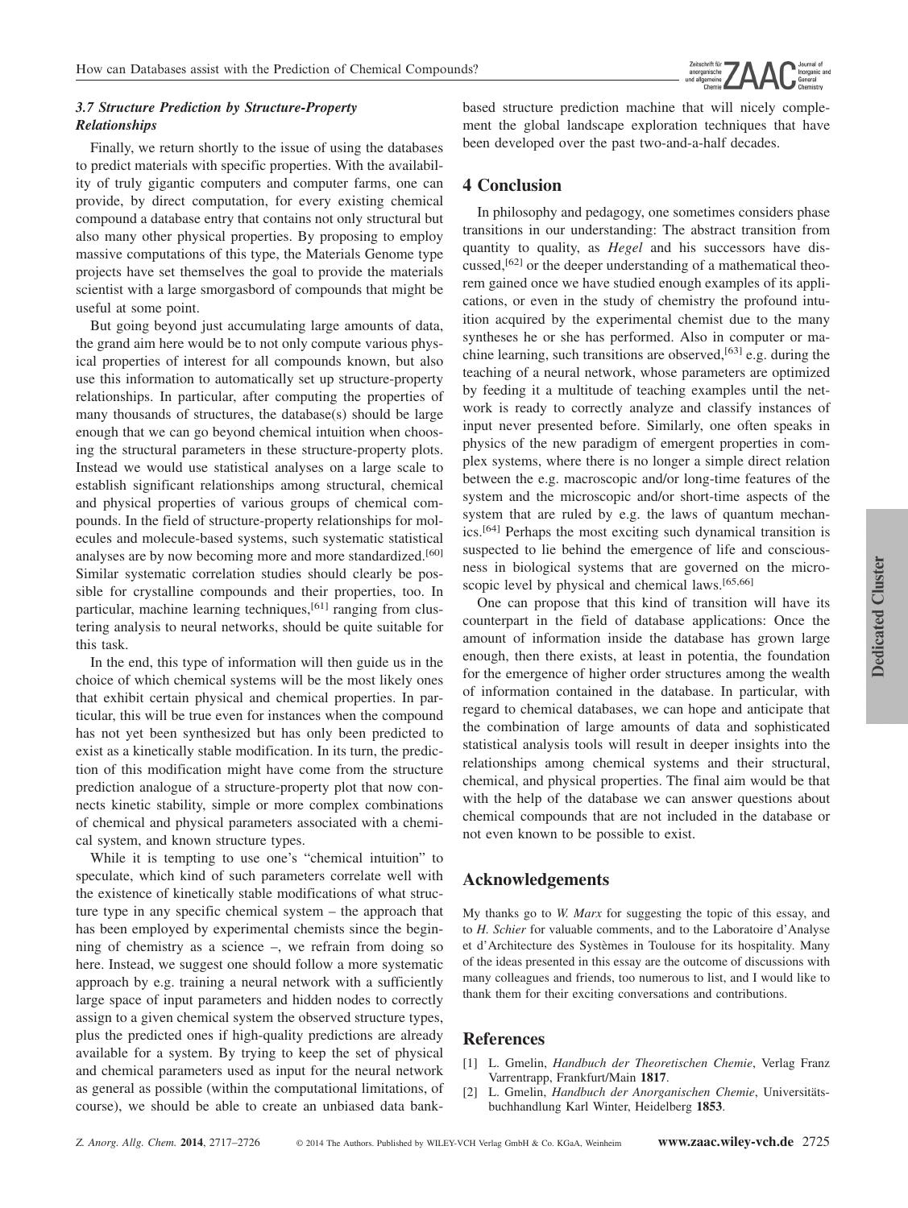### 3.7 Structure Prediction by Structure-Property Relationships

Finally, we return shortly to the issue of using the databases to predict materials with specific properties. With the availability of truly gigantic computers and computer farms, one can provide, by direct computation, for every existing chemical compound a database entry that contains not only structural but also many other physical properties. By proposing to employ massive computations of this type, the Materials Genome type projects have set themselves the goal to provide the materials scientist with a large smorgasbord of compounds that might be useful at some point.

But going beyond just accumulating large amounts of data, the grand aim here would be to not only compute various physical properties of interest for all compounds known, but also use this information to automatically set up structure-property relationships. In particular, after computing the properties of many thousands of structures, the database(s) should be large enough that we can go beyond chemical intuition when choosing the structural parameters in these structure-property plots. Instead we would use statistical analyses on a large scale to establish significant relationships among structural, chemical and physical properties of various groups of chemical compounds. In the field of structure-property relationships for molecules and molecule-based systems, such systematic statistical analyses are by now becoming more and more standardized.[60] Similar systematic correlation studies should clearly be possible for crystalline compounds and their properties, too. In particular, machine learning techniques,[61] ranging from clustering analysis to neural networks, should be quite suitable for this task.

In the end, this type of information will then guide us in the choice of which chemical systems will be the most likely ones that exhibit certain physical and chemical properties. In particular, this will be true even for instances when the compound has not yet been synthesized but has only been predicted to exist as a kinetically stable modification. In its turn, the prediction of this modification might have come from the structure prediction analogue of a structure-property plot that now connects kinetic stability, simple or more complex combinations of chemical and physical parameters associated with a chemical system, and known structure types.

While it is tempting to use one's "chemical intuition" to speculate, which kind of such parameters correlate well with the existence of kinetically stable modifications of what structure type in any specific chemical system – the approach that has been employed by experimental chemists since the beginning of chemistry as a science –, we refrain from doing so here. Instead, we suggest one should follow a more systematic approach by e.g. training a neural network with a sufficiently large space of input parameters and hidden nodes to correctly assign to a given chemical system the observed structure types, plus the predicted ones if high-quality predictions are already available for a system. By trying to keep the set of physical and chemical parameters used as input for the neural network as general as possible (within the computational limitations, of course), we should be able to create an unbiased data bank-based structure prediction machine that will nicely complement the global landscape exploration techniques that have been developed over the past two-and-a-half decades.

## 4 Conclusion

In philosophy and pedagogy, one sometimes considers phase transitions in our understanding: The abstract transition from quantity to quality, as *Hegel* and his successors have discussed,[62] or the deeper understanding of a mathematical theorem gained once we have studied enough examples of its applications, or even in the study of chemistry the profound intuition acquired by the experimental chemist due to the many syntheses he or she has performed. Also in computer or machine learning, such transitions are observed,[63] e.g. during the teaching of a neural network, whose parameters are optimized by feeding it a multitude of teaching examples until the network is ready to correctly analyze and classify instances of input never presented before. Similarly, one often speaks in physics of the new paradigm of emergent properties in complex systems, where there is no longer a simple direct relation between the e.g. macroscopic and/or long-time features of the system and the microscopic and/or short-time aspects of the system that are ruled by e.g. the laws of quantum mechanics.[64] Perhaps the most exciting such dynamical transition is suspected to lie behind the emergence of life and consciousness in biological systems that are governed on the microscopic level by physical and chemical laws.[65,66]

One can propose that this kind of transition will have its counterpart in the field of database applications: Once the amount of information inside the database has grown large enough, then there exists, at least in potentia, the foundation for the emergence of higher order structures among the wealth of information contained in the database. In particular, with regard to chemical databases, we can hope and anticipate that the combination of large amounts of data and sophisticated statistical analysis tools will result in deeper insights into the relationships among chemical systems and their structural, chemical, and physical properties. The final aim would be that with the help of the database we can answer questions about chemical compounds that are not included in the database or not even known to be possible to exist.

## Acknowledgements

My thanks go to *W. Marx* for suggesting the topic of this essay, and to *H. Schier* for valuable comments, and to the Laboratoire d'Analyse et d'Architecture des Systèmes in Toulouse for its hospitality. Many of the ideas presented in this essay are the outcome of discussions with many colleagues and friends, too numerous to list, and I would like to thank them for their exciting conversations and contributions.

## References

[1] L. Gmelin, *Handbuch der Theoretischen Chemie*, Verlag Franz Varrentrapp, Frankfurt/Main **1817**.

[2] L. Gmelin, *Handbuch der Anorganischen Chemie*, Universitätsbuchhandlung Karl Winter, Heidelberg **1853**.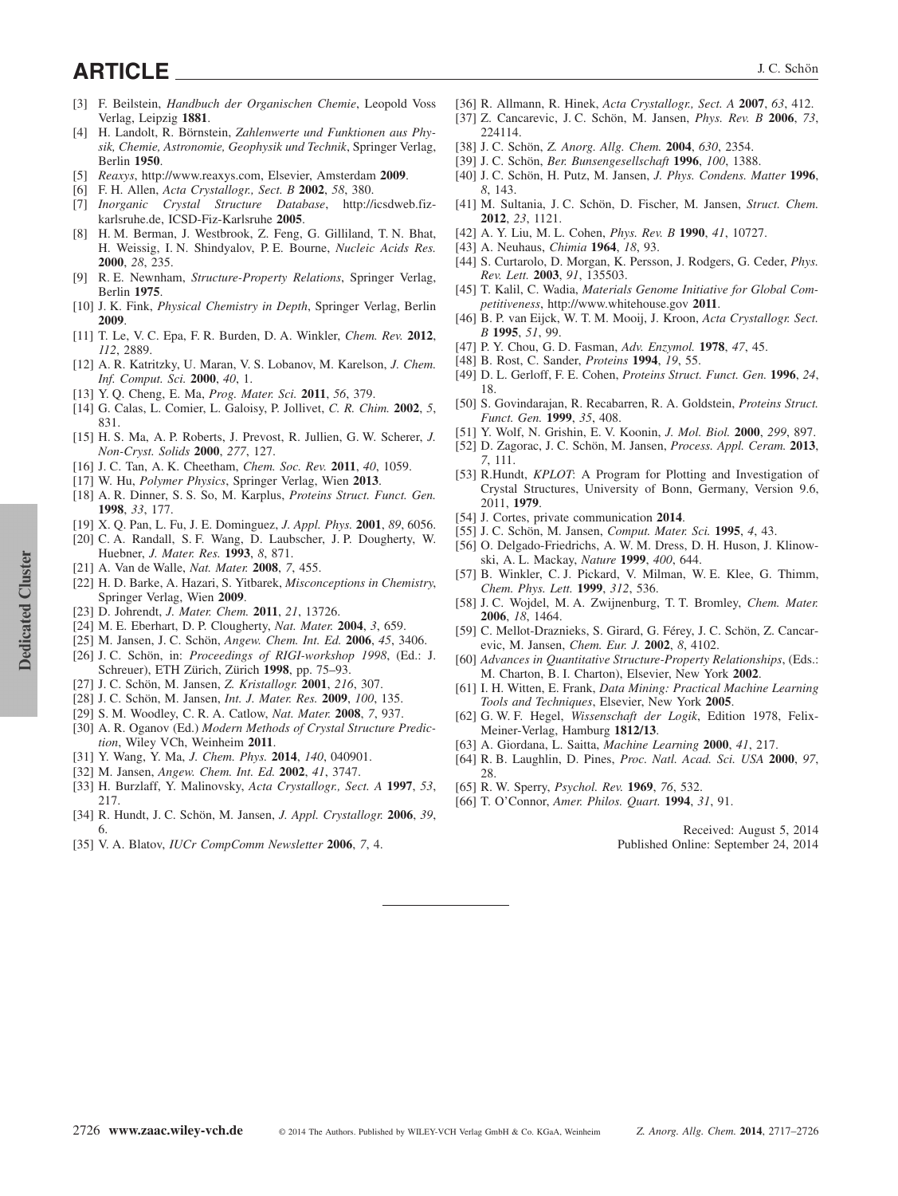[3] F. Beilstein, *Handbuch der Organischen Chemie*, Leopold Voss Verlag, Leipzig **1881**.

[4] H. Landolt, R. Börnstein, *Zahlenwerte und Funktionen aus Physik, Chemie, Astronomie, Geophysik und Technik*, Springer Verlag, Berlin **1950**.

[5] *Reaxys*, http://www.reaxys.com, Elsevier, Amsterdam **2009**.

[6] F. H. Allen, *Acta Crystallogr., Sect. B* **2002**, *58*, 380.

[7] *Inorganic Crystal Structure Database*, http://icsdweb.fiz-karlsruhe.de, ICSD-Fiz-Karlsruhe **2005**.

[8] H. M. Berman, J. Westbrook, Z. Feng, G. Gilliland, T. N. Bhat, H. Weissig, I. N. Shindyalov, P. E. Bourne, *Nucleic Acids Res.* **2000**, *28*, 235.

[9] R. E. Newnham, *Structure-Property Relations*, Springer Verlag, Berlin **1975**.

[10] J. K. Fink, *Physical Chemistry in Depth*, Springer Verlag, Berlin **2009**.

[11] T. Le, V. C. Epa, F. R. Burden, D. A. Winkler, *Chem. Rev.* **2012**, *112*, 2889.

[12] A. R. Katritzky, U. Maran, V. S. Lobanov, M. Karelson, *J. Chem. Inf. Comput. Sci.* **2000**, *40*, 1.

[13] Y. Q. Cheng, E. Ma, *Prog. Mater. Sci.* **2011**, *56*, 379.

[14] G. Calas, L. Comier, L. Galoisy, P. Jollivet, *C. R. Chim.* **2002**, *5*, 831.

[15] H. S. Ma, A. P. Roberts, J. Prevost, R. Jullien, G. W. Scherer, *J. Non-Cryst. Solids* **2000**, *277*, 127.

[16] J. C. Tan, A. K. Cheetham, *Chem. Soc. Rev.* **2011**, *40*, 1059.

[17] W. Hu, *Polymer Physics*, Springer Verlag, Wien **2013**.

[18] A. R. Dinner, S. S. So, M. Karplus, *Proteins Struct. Funct. Gen.* **1998**, *33*, 177.

[19] X. Q. Pan, L. Fu, J. E. Dominguez, *J. Appl. Phys.* **2001**, *89*, 6056.

[20] C. A. Randall, S. F. Wang, D. Laubscher, J. P. Dougherty, W. Huebner, *J. Mater. Res.* **1993**, *8*, 871.

[21] A. Van de Walle, *Nat. Mater.* **2008**, *7*, 455.

[22] H. D. Barke, A. Hazari, S. Yitbarek, *Misconceptions in Chemistry*, Springer Verlag, Wien **2009**.

[23] D. Johrendt, *J. Mater. Chem.* **2011**, *21*, 13726.

[24] M. E. Eberhart, D. P. Clougherty, *Nat. Mater.* **2004**, *3*, 659.

[25] M. Jansen, J. C. Schön, *Angew. Chem. Int. Ed.* **2006**, *45*, 3406.

[26] J. C. Schön, in: *Proceedings of RIGI-workshop 1998*, (Ed.: J. Schreuer), ETH Zürich, Zürich **1998**, pp. 75–93.

[27] J. C. Schön, M. Jansen, *Z. Kristallogr.* **2001**, *216*, 307.

[28] J. C. Schön, M. Jansen, *Int. J. Mater. Res.* **2009**, *100*, 135.

[29] S. M. Woodley, C. R. A. Catlow, *Nat. Mater.* **2008**, *7*, 937.

[30] A. R. Oganov (Ed.) *Modern Methods of Crystal Structure Prediction*, Wiley VCh, Weinheim **2011**.

[31] Y. Wang, Y. Ma, *J. Chem. Phys.* **2014**, *140*, 040901.

[32] M. Jansen, *Angew. Chem. Int. Ed.* **2002**, *41*, 3747.

[33] H. Burzlaff, Y. Malinovsky, *Acta Crystallogr., Sect. A* **1997**, *53*, 217.

[34] R. Hundt, J. C. Schön, M. Jansen, *J. Appl. Crystallogr.* **2006**, *39*, 6.

[35] V. A. Blatov, *IUCr CompComm Newsletter* **2006**, *7*, 4.

[36] R. Allmann, R. Hinek, *Acta Crystallogr., Sect. A* **2007**, *63*, 412.

[37] Z. Cancarevic, J. C. Schön, M. Jansen, *Phys. Rev. B* **2006**, *73*, 224114.

[38] J. C. Schön, *Z. Anorg. Allg. Chem.* **2004**, *630*, 2354.

[39] J. C. Schön, *Ber. Bunsengesellschaft* **1996**, *100*, 1388.

[40] J. C. Schön, H. Putz, M. Jansen, *J. Phys. Condens. Matter* **1996**, *8*, 143.

[41] M. Sultania, J. C. Schön, D. Fischer, M. Jansen, *Struct. Chem.* **2012**, *23*, 1121.

[42] A. Y. Liu, M. L. Cohen, *Phys. Rev. B* **1990**, *41*, 10727.

[43] A. Neuhaus, *Chimia* **1964**, *18*, 93.

[44] S. Curtarolo, D. Morgan, K. Persson, J. Rodgers, G. Ceder, *Phys. Rev. Lett.* **2003**, *91*, 135503.

[45] T. Kalil, C. Wadia, *Materials Genome Initiative for Global Competitiveness*, http://www.whitehouse.gov **2011**.

[46] B. P. van Eijck, W. T. M. Mooij, J. Kroon, *Acta Crystallogr. Sect. B* **1995**, *51*, 99.

[47] P. Y. Chou, G. D. Fasman, *Adv. Enzymol.* **1978**, *47*, 45.

[48] B. Rost, C. Sander, *Proteins* **1994**, *19*, 55.

[49] D. L. Gerloff, F. E. Cohen, *Proteins Struct. Funct. Gen.* **1996**, *24*, 18.

[50] S. Govindarajan, R. Recabarren, R. A. Goldstein, *Proteins Struct. Funct. Gen.* **1999**, *35*, 408.

[51] Y. Wolf, N. Grishin, E. V. Koonin, *J. Mol. Biol.* **2000**, *299*, 897.

[52] D. Zagorac, J. C. Schön, M. Jansen, *Process. Appl. Ceram.* **2013**, *7*, 111.

[53] R.Hundt, *KPLOT*: A Program for Plotting and Investigation of Crystal Structures, University of Bonn, Germany, Version 9.6, 2011, **1979**.

[54] J. Cortes, private communication **2014**.

[55] J. C. Schön, M. Jansen, *Comput. Mater. Sci.* **1995**, *4*, 43.

[56] O. Delgado-Friedrichs, A. W. M. Dress, D. H. Huson, J. Klinowski, A. L. Mackay, *Nature* **1999**, *400*, 644.

[57] B. Winkler, C. J. Pickard, V. Milman, W. E. Klee, G. Thimm, *Chem. Phys. Lett.* **1999**, *312*, 536.

[58] J. C. Wojdel, M. A. Zwijnenburg, T. T. Bromley, *Chem. Mater.* **2006**, *18*, 1464.

[59] C. Mellot-Draznieks, S. Girard, G. Férey, J. C. Schön, Z. Cancarevic, M. Jansen, *Chem. Eur. J.* **2002**, *8*, 4102.

[60] *Advances in Quantitative Structure-Property Relationships*, (Eds.: M. Charton, B. I. Charton), Elsevier, New York **2002**.

[61] I. H. Witten, E. Frank, *Data Mining: Practical Machine Learning Tools and Techniques*, Elsevier, New York **2005**.

[62] G. W. F. Hegel, *Wissenschaft der Logik*, Edition 1978, Felix-Meiner-Verlag, Hamburg **1812/13**.

[63] A. Giordana, L. Saitta, *Machine Learning* **2000**, *41*, 217.

[64] R. B. Laughlin, D. Pines, *Proc. Natl. Acad. Sci. USA* **2000**, *97*, 28.

[65] R. W. Sperry, *Psychol. Rev.* **1969**, *76*, 532.

[66] T. O'Connor, *Amer. Philos. Quart.* **1994**, *31*, 91.

Received: August 5, 2014
Published Online: September 24, 2014